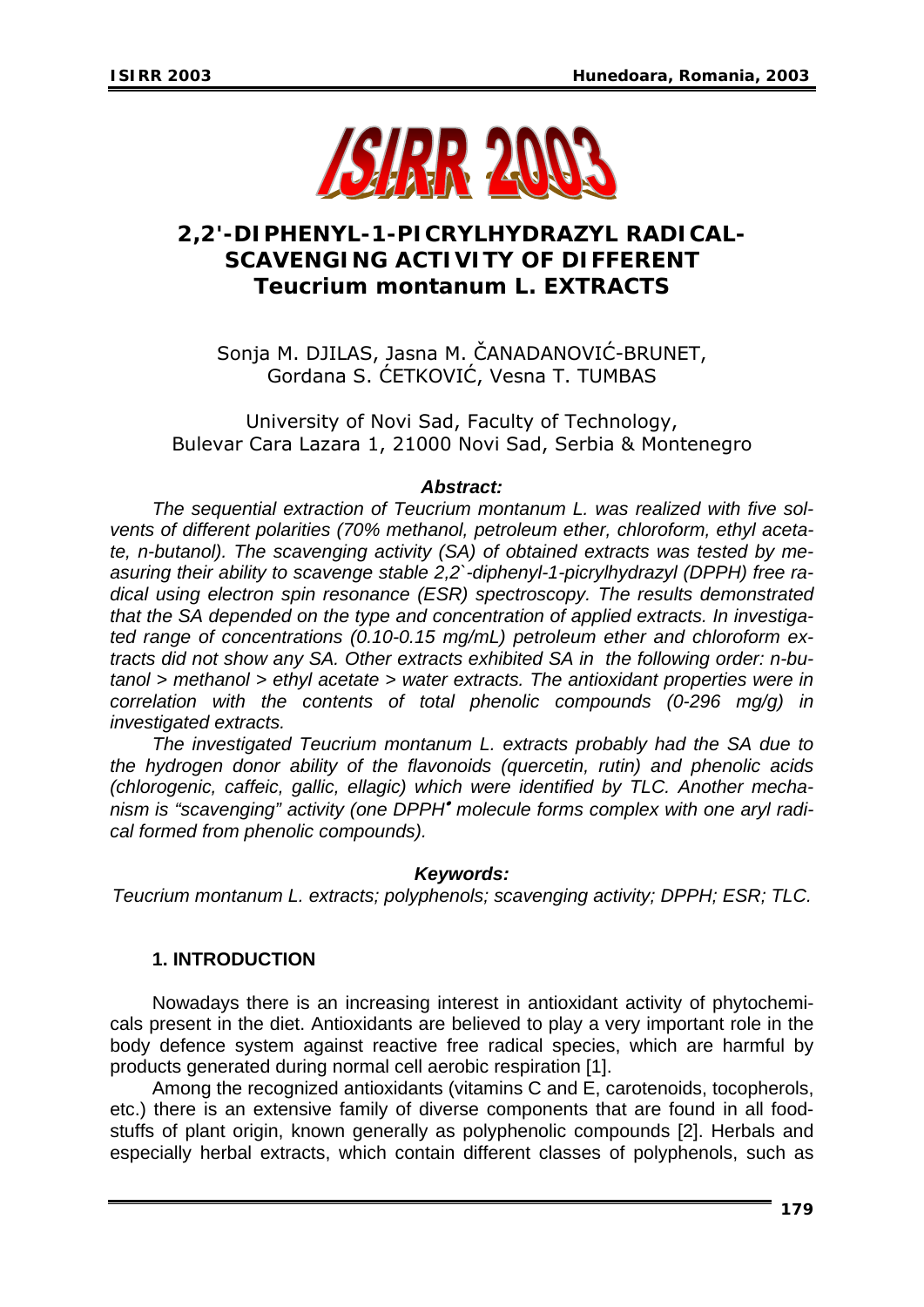# 2,2'-DIPHENYL-1-PICRYLHYDRAZYL RADICAL-SCAVENGING ACTIVITY OF DIFFERENT *Teucrium montanum* L. EXTRACTS

Sonja M. DJILAS, Jasna M. ČANADANOVIĆ-BRUNET, Gordana S. ĆETKOVIĆ, Vesna T. TUMBAS

University of Novi Sad, Faculty of Technology, Bulevar Cara Lazara 1, 21000 Novi Sad, Serbia & Montenegro

***Abstract:***

*The sequential extraction of Teucrium montanum L. was realized with five solvents of different polarities (70% methanol, petroleum ether, chloroform, ethyl acetate, n-butanol). The scavenging activity (SA) of obtained extracts was tested by measuring their ability to scavenge stable 2,2`-diphenyl-1-picrylhydrazyl (DPPH) free radical using electron spin resonance (ESR) spectroscopy. The results demonstrated that the SA depended on the type and concentration of applied extracts. In investigated range of concentrations (0.10-0.15 mg/mL) petroleum ether and chloroform extracts did not show any SA. Other extracts exhibited SA in the following order: n-butanol > methanol > ethyl acetate > water extracts. The antioxidant properties were in correlation with the contents of total phenolic compounds (0-296 mg/g) in investigated extracts.*

*The investigated Teucrium montanum L. extracts probably had the SA due to the hydrogen donor ability of the flavonoids (quercetin, rutin) and phenolic acids (chlorogenic, caffeic, gallic, ellagic) which were identified by TLC. Another mechanism is "scavenging" activity (one DPPH$^{\bullet}$ molecule forms complex with one aryl radical formed from phenolic compounds).*

***Keywords:***

*Teucrium montanum L. extracts; polyphenols; scavenging activity; DPPH; ESR; TLC.*

## 1. INTRODUCTION

Nowadays there is an increasing interest in antioxidant activity of phytochemicals present in the diet. Antioxidants are believed to play a very important role in the body defence system against reactive free radical species, which are harmful by products generated during normal cell aerobic respiration [1].

Among the recognized antioxidants (vitamins C and E, carotenoids, tocopherols, etc.) there is an extensive family of diverse components that are found in all foodstuffs of plant origin, known generally as polyphenolic compounds [2]. Herbals and especially herbal extracts, which contain different classes of polyphenols, such as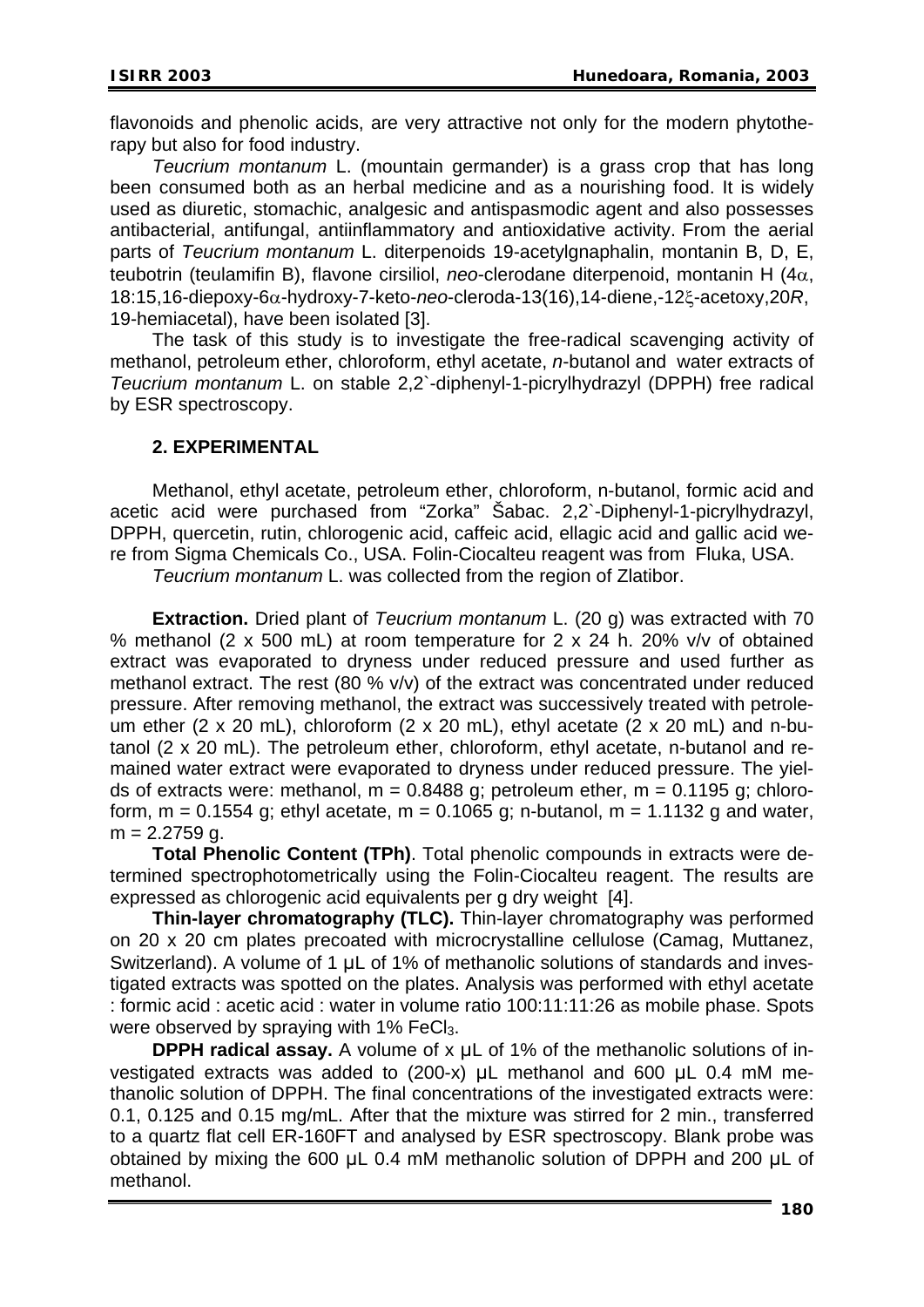flavonoids and phenolic acids, are very attractive not only for the modern phytotherapy but also for food industry.

*Teucrium montanum* L. (mountain germander) is a grass crop that has long been consumed both as an herbal medicine and as a nourishing food. It is widely used as diuretic, stomachic, analgesic and antispasmodic agent and also possesses antibacterial, antifungal, antiinflammatory and antioxidative activity. From the aerial parts of *Teucrium montanum* L. diterpenoids 19-acetylgnaphalin, montanin B, D, E, teubotrin (teulamifin B), flavone cirsiliol, *neo*-clerodane diterpenoid, montanin H (4$\alpha$, 18:15,16-diepoxy-6$\alpha$-hydroxy-7-keto-*neo*-cleroda-13(16),14-diene,-12$\xi$-acetoxy,20*R*, 19-hemiacetal), have been isolated [3].

The task of this study is to investigate the free-radical scavenging activity of methanol, petroleum ether, chloroform, ethyl acetate, *n*-butanol and water extracts of *Teucrium montanum* L. on stable 2,2`-diphenyl-1-picrylhydrazyl (DPPH) free radical by ESR spectroscopy.

## 2. EXPERIMENTAL

Methanol, ethyl acetate, petroleum ether, chloroform, n-butanol, formic acid and acetic acid were purchased from "Zorka" Šabac. 2,2`-Diphenyl-1-picrylhydrazyl, DPPH, quercetin, rutin, chlorogenic acid, caffeic acid, ellagic acid and gallic acid were from Sigma Chemicals Co., USA. Folin-Ciocalteu reagent was from Fluka, USA.

*Teucrium montanum* L. was collected from the region of Zlatibor.

**Extraction.** Dried plant of *Teucrium montanum* L. (20 g) was extracted with 70 % methanol (2 x 500 mL) at room temperature for 2 x 24 h. 20% v/v of obtained extract was evaporated to dryness under reduced pressure and used further as methanol extract. The rest (80 % v/v) of the extract was concentrated under reduced pressure. After removing methanol, the extract was successively treated with petroleum ether (2 x 20 mL), chloroform (2 x 20 mL), ethyl acetate (2 x 20 mL) and n-butanol (2 x 20 mL). The petroleum ether, chloroform, ethyl acetate, n-butanol and remained water extract were evaporated to dryness under reduced pressure. The yields of extracts were: methanol, m = 0.8488 g; petroleum ether, m = 0.1195 g; chloroform, m = 0.1554 g; ethyl acetate, m = 0.1065 g; n-butanol, m = 1.1132 g and water, m = 2.2759 g.

**Total Phenolic Content (TPh)**. Total phenolic compounds in extracts were determined spectrophotometrically using the Folin-Ciocalteu reagent. The results are expressed as chlorogenic acid equivalents per g dry weight [4].

**Thin-layer chromatography (TLC).** Thin-layer chromatography was performed on 20 x 20 cm plates precoated with microcrystalline cellulose (Camag, Muttanez, Switzerland). A volume of 1 µL of 1% of methanolic solutions of standards and investigated extracts was spotted on the plates. Analysis was performed with ethyl acetate : formic acid : acetic acid : water in volume ratio 100:11:11:26 as mobile phase. Spots were observed by spraying with 1% $FeCl_3$.

**DPPH radical assay.** A volume of x µL of 1% of the methanolic solutions of investigated extracts was added to (200-x) µL methanol and 600 µL 0.4 mM methanolic solution of DPPH. The final concentrations of the investigated extracts were: 0.1, 0.125 and 0.15 mg/mL. After that the mixture was stirred for 2 min., transferred to a quartz flat cell ER-160FT and analysed by ESR spectroscopy. Blank probe was obtained by mixing the 600 µL 0.4 mM methanolic solution of DPPH and 200 µL of methanol.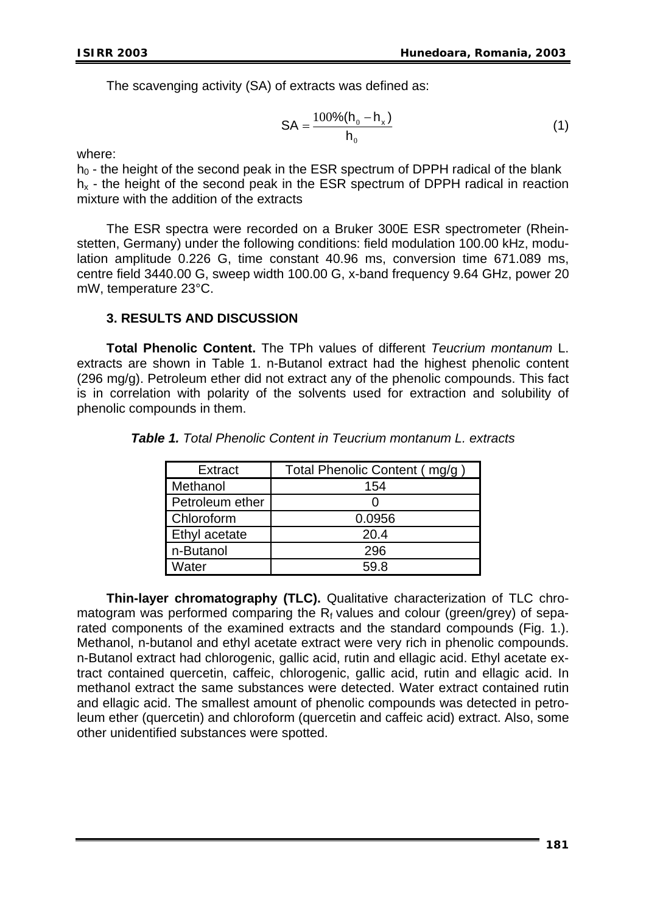The scavenging activity (SA) of extracts was defined as:

$$SA = \frac{100\%(h_0 - h_x)}{h_0} \quad (1)$$

where:

$h_0$ - the height of the second peak in the ESR spectrum of DPPH radical of the blank
$h_x$ - the height of the second peak in the ESR spectrum of DPPH radical in reaction mixture with the addition of the extracts

The ESR spectra were recorded on a Bruker 300E ESR spectrometer (Rheinstetten, Germany) under the following conditions: field modulation 100.00 kHz, modulation amplitude 0.226 G, time constant 40.96 ms, conversion time 671.089 ms, centre field 3440.00 G, sweep width 100.00 G, x-band frequency 9.64 GHz, power 20 mW, temperature 23°C.

## 3. RESULTS AND DISCUSSION

**Total Phenolic Content.** The TPh values of different *Teucrium montanum* L. extracts are shown in Table 1. n-Butanol extract had the highest phenolic content (296 mg/g). Petroleum ether did not extract any of the phenolic compounds. This fact is in correlation with polarity of the solvents used for extraction and solubility of phenolic compounds in them.

***Table 1.*** *Total Phenolic Content in Teucrium montanum L. extracts*

| Extract | Total Phenolic Content ( mg/g ) |
|---|---|
| Methanol | 154 |
| Petroleum ether | 0 |
| Chloroform | 0.0956 |
| Ethyl acetate | 20.4 |
| n-Butanol | 296 |
| Water | 59.8 |

**Thin-layer chromatography (TLC).** Qualitative characterization of TLC chromatogram was performed comparing the $R_f$ values and colour (green/grey) of separated components of the examined extracts and the standard compounds (Fig. 1.). Methanol, n-butanol and ethyl acetate extract were very rich in phenolic compounds. n-Butanol extract had chlorogenic, gallic acid, rutin and ellagic acid. Ethyl acetate extract contained quercetin, caffeic, chlorogenic, gallic acid, rutin and ellagic acid. In methanol extract the same substances were detected. Water extract contained rutin and ellagic acid. The smallest amount of phenolic compounds was detected in petroleum ether (quercetin) and chloroform (quercetin and caffeic acid) extract. Also, some other unidentified substances were spotted.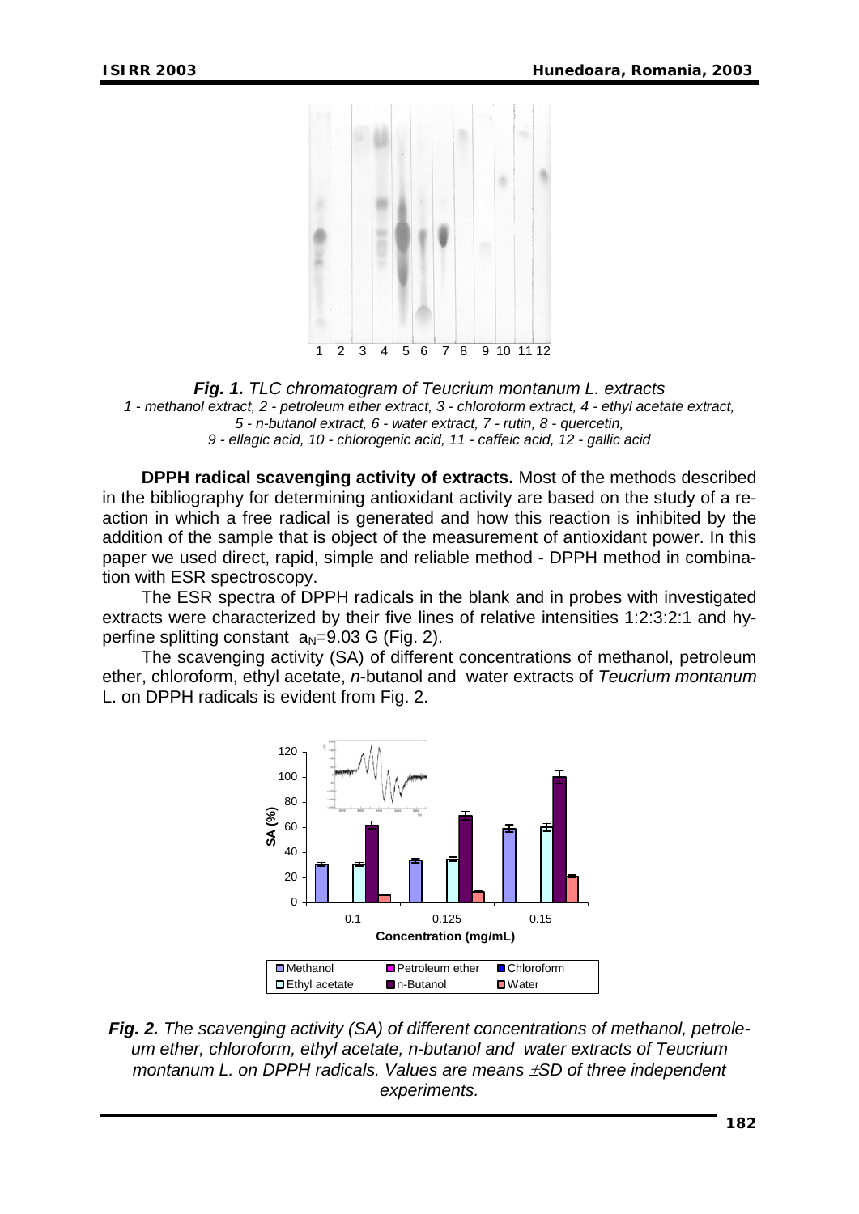**Fig. 1.** *TLC chromatogram of Teucrium montanum L. extracts*
*1 - methanol extract, 2 - petroleum ether extract, 3 - chloroform extract, 4 - ethyl acetate extract, 5 - n-butanol extract, 6 - water extract, 7 - rutin, 8 - quercetin, 9 - ellagic acid, 10 - chlorogenic acid, 11 - caffeic acid, 12 - gallic acid*

**DPPH radical scavenging activity of extracts.** Most of the methods described in the bibliography for determining antioxidant activity are based on the study of a reaction in which a free radical is generated and how this reaction is inhibited by the addition of the sample that is object of the measurement of antioxidant power. In this paper we used direct, rapid, simple and reliable method - DPPH method in combination with ESR spectroscopy.

The ESR spectra of DPPH radicals in the blank and in probes with investigated extracts were characterized by their five lines of relative intensities 1:2:3:2:1 and hyperfine splitting constant $a_N$=9.03 G (Fig. 2).

The scavenging activity (SA) of different concentrations of methanol, petroleum ether, chloroform, ethyl acetate, *n*-butanol and water extracts of *Teucrium montanum* L. on DPPH radicals is evident from Fig. 2.

**Fig. 2.** *The scavenging activity (SA) of different concentrations of methanol, petroleum ether, chloroform, ethyl acetate, n-butanol and water extracts of Teucrium montanum L. on DPPH radicals. Values are means ±SD of three independent experiments.*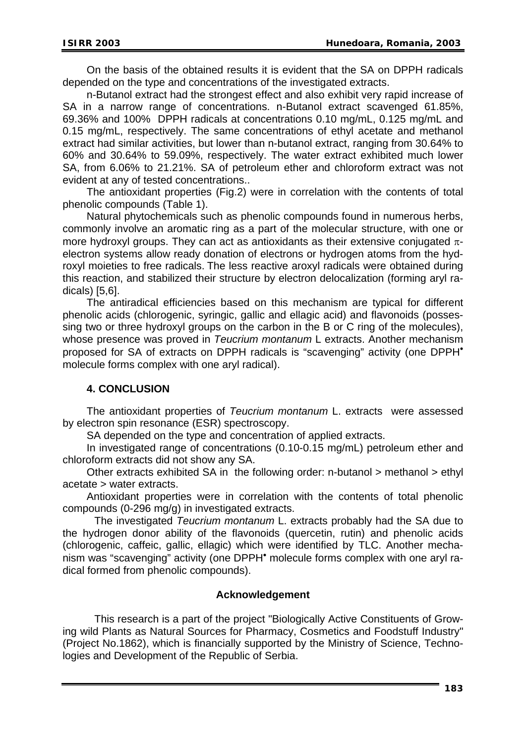On the basis of the obtained results it is evident that the SA on DPPH radicals depended on the type and concentrations of the investigated extracts.

n-Butanol extract had the strongest effect and also exhibit very rapid increase of SA in a narrow range of concentrations. n-Butanol extract scavenged 61.85%, 69.36% and 100% DPPH radicals at concentrations 0.10 mg/mL, 0.125 mg/mL and 0.15 mg/mL, respectively. The same concentrations of ethyl acetate and methanol extract had similar activities, but lower than n-butanol extract, ranging from 30.64% to 60% and 30.64% to 59.09%, respectively. The water extract exhibited much lower SA, from 6.06% to 21.21%. SA of petroleum ether and chloroform extract was not evident at any of tested concentrations..

The antioxidant properties (Fig.2) were in correlation with the contents of total phenolic compounds (Table 1).

Natural phytochemicals such as phenolic compounds found in numerous herbs, commonly involve an aromatic ring as a part of the molecular structure, with one or more hydroxyl groups. They can act as antioxidants as their extensive conjugated $\pi$-electron systems allow ready donation of electrons or hydrogen atoms from the hydroxyl moieties to free radicals. The less reactive aroxyl radicals were obtained during this reaction, and stabilized their structure by electron delocalization (forming aryl radicals) [5,6].

The antiradical efficiencies based on this mechanism are typical for different phenolic acids (chlorogenic, syringic, gallic and ellagic acid) and flavonoids (possessing two or three hydroxyl groups on the carbon in the B or C ring of the molecules), whose presence was proved in *Teucrium montanum* L extracts. Another mechanism proposed for SA of extracts on DPPH radicals is "scavenging" activity (one DPPH$^{\bullet}$ molecule forms complex with one aryl radical).

## 4. CONCLUSION

The antioxidant properties of *Teucrium montanum* L. extracts were assessed by electron spin resonance (ESR) spectroscopy.

SA depended on the type and concentration of applied extracts.

In investigated range of concentrations (0.10-0.15 mg/mL) petroleum ether and chloroform extracts did not show any SA.

Other extracts exhibited SA in the following order: n-butanol > methanol > ethyl acetate > water extracts.

Antioxidant properties were in correlation with the contents of total phenolic compounds (0-296 mg/g) in investigated extracts.

The investigated *Teucrium montanum* L. extracts probably had the SA due to the hydrogen donor ability of the flavonoids (quercetin, rutin) and phenolic acids (chlorogenic, caffeic, gallic, ellagic) which were identified by TLC. Another mechanism was "scavenging" activity (one DPPH$^{\bullet}$ molecule forms complex with one aryl radical formed from phenolic compounds).

### Acknowledgement

This research is a part of the project "Biologically Active Constituents of Growing wild Plants as Natural Sources for Pharmacy, Cosmetics and Foodstuff Industry" (Project No.1862), which is financially supported by the Ministry of Science, Technologies and Development of the Republic of Serbia.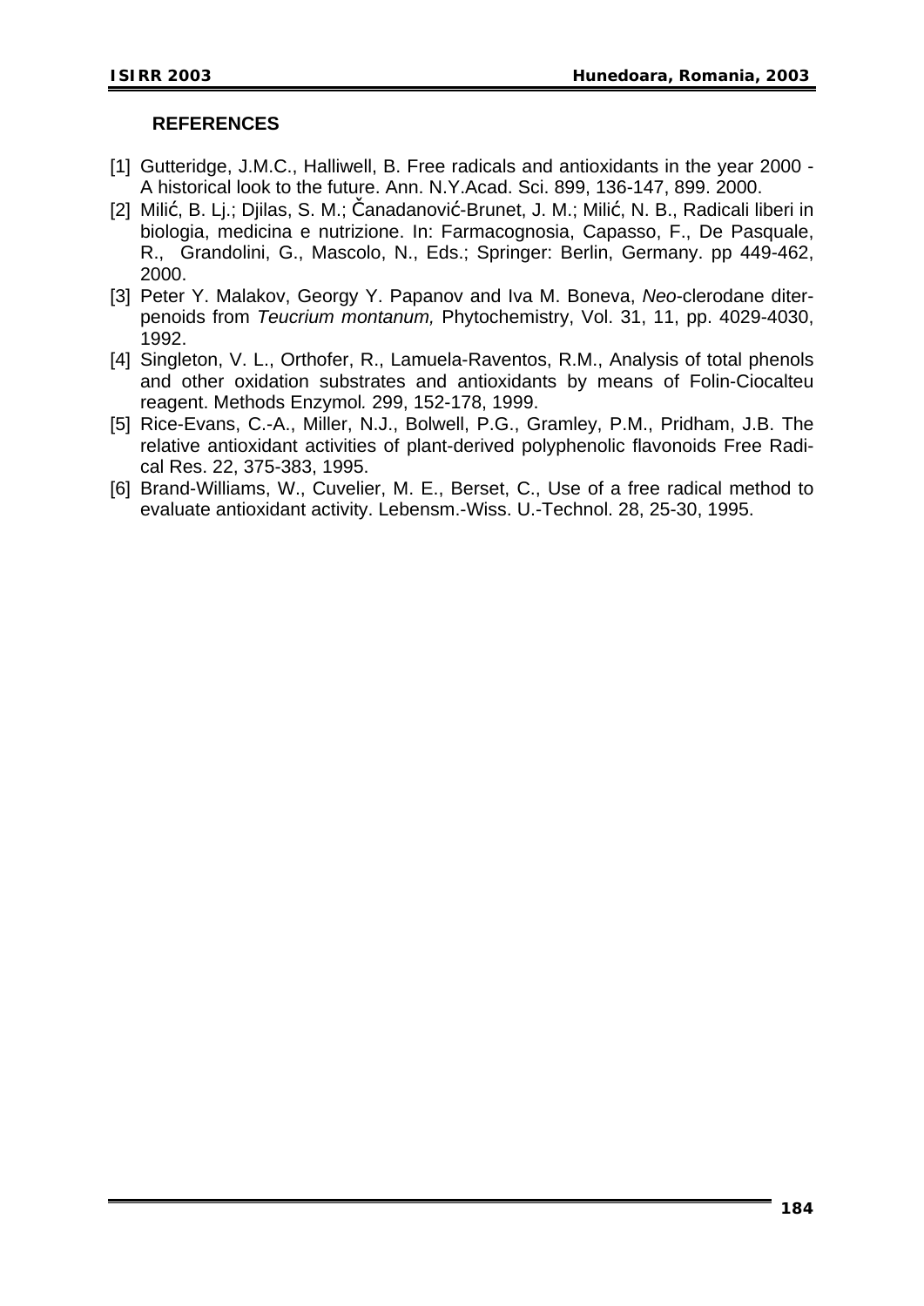## REFERENCES

[1] Gutteridge, J.M.C., Halliwell, B. Free radicals and antioxidants in the year 2000 - A historical look to the future. Ann. N.Y.Acad. Sci. 899, 136-147, 899. 2000.

[2] Milić, B. Lj.; Djilas, S. M.; Čanadanović-Brunet, J. M.; Milić, N. B., Radicali liberi in biologia, medicina e nutrizione. In: Farmacognosia, Capasso, F., De Pasquale, R., Grandolini, G., Mascolo, N., Eds.; Springer: Berlin, Germany. pp 449-462, 2000.

[3] Peter Y. Malakov, Georgy Y. Papanov and Iva M. Boneva, *Neo*-clerodane diterpenoids from *Teucrium montanum,* Phytochemistry, Vol. 31, 11, pp. 4029-4030, 1992.

[4] Singleton, V. L., Orthofer, R., Lamuela-Raventos, R.M., Analysis of total phenols and other oxidation substrates and antioxidants by means of Folin-Ciocalteu reagent. Methods Enzymol*.* 299, 152-178, 1999.

[5] Rice-Evans, C.-A., Miller, N.J., Bolwell, P.G., Gramley, P.M., Pridham, J.B. The relative antioxidant activities of plant-derived polyphenolic flavonoids Free Radical Res. 22, 375-383, 1995.

[6] Brand-Williams, W., Cuvelier, M. E., Berset, C., Use of a free radical method to evaluate antioxidant activity. Lebensm.-Wiss. U.-Technol. 28, 25-30, 1995.